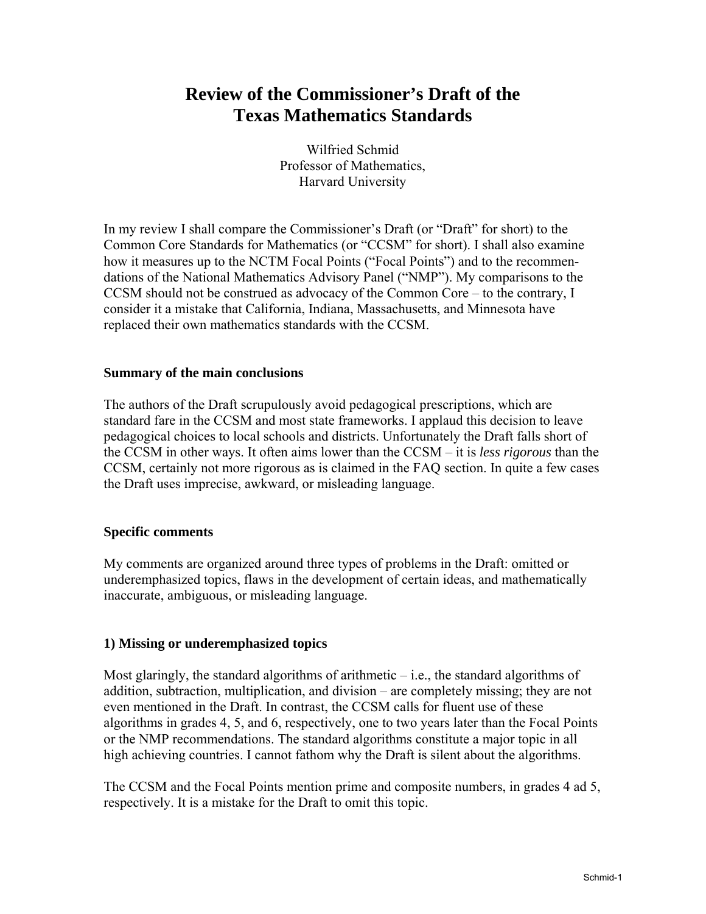# Review of the Commissioner's Draft of the Texas Mathematics Standards

Wilfried Schmid
Professor of Mathematics,
Harvard University

In my review I shall compare the Commissioner's Draft (or "Draft" for short) to the Common Core Standards for Mathematics (or "CCSM" for short). I shall also examine how it measures up to the NCTM Focal Points ("Focal Points") and to the recommendations of the National Mathematics Advisory Panel ("NMP"). My comparisons to the CCSM should not be construed as advocacy of the Common Core – to the contrary, I consider it a mistake that California, Indiana, Massachusetts, and Minnesota have replaced their own mathematics standards with the CCSM.

### Summary of the main conclusions

The authors of the Draft scrupulously avoid pedagogical prescriptions, which are standard fare in the CCSM and most state frameworks. I applaud this decision to leave pedagogical choices to local schools and districts. Unfortunately the Draft falls short of the CCSM in other ways. It often aims lower than the CCSM – it is *less rigorous* than the CCSM, certainly not more rigorous as is claimed in the FAQ section. In quite a few cases the Draft uses imprecise, awkward, or misleading language.

### Specific comments

My comments are organized around three types of problems in the Draft: omitted or underemphasized topics, flaws in the development of certain ideas, and mathematically inaccurate, ambiguous, or misleading language.

### 1) Missing or underemphasized topics

Most glaringly, the standard algorithms of arithmetic – i.e., the standard algorithms of addition, subtraction, multiplication, and division – are completely missing; they are not even mentioned in the Draft. In contrast, the CCSM calls for fluent use of these algorithms in grades 4, 5, and 6, respectively, one to two years later than the Focal Points or the NMP recommendations. The standard algorithms constitute a major topic in all high achieving countries. I cannot fathom why the Draft is silent about the algorithms.

The CCSM and the Focal Points mention prime and composite numbers, in grades 4 ad 5, respectively. It is a mistake for the Draft to omit this topic.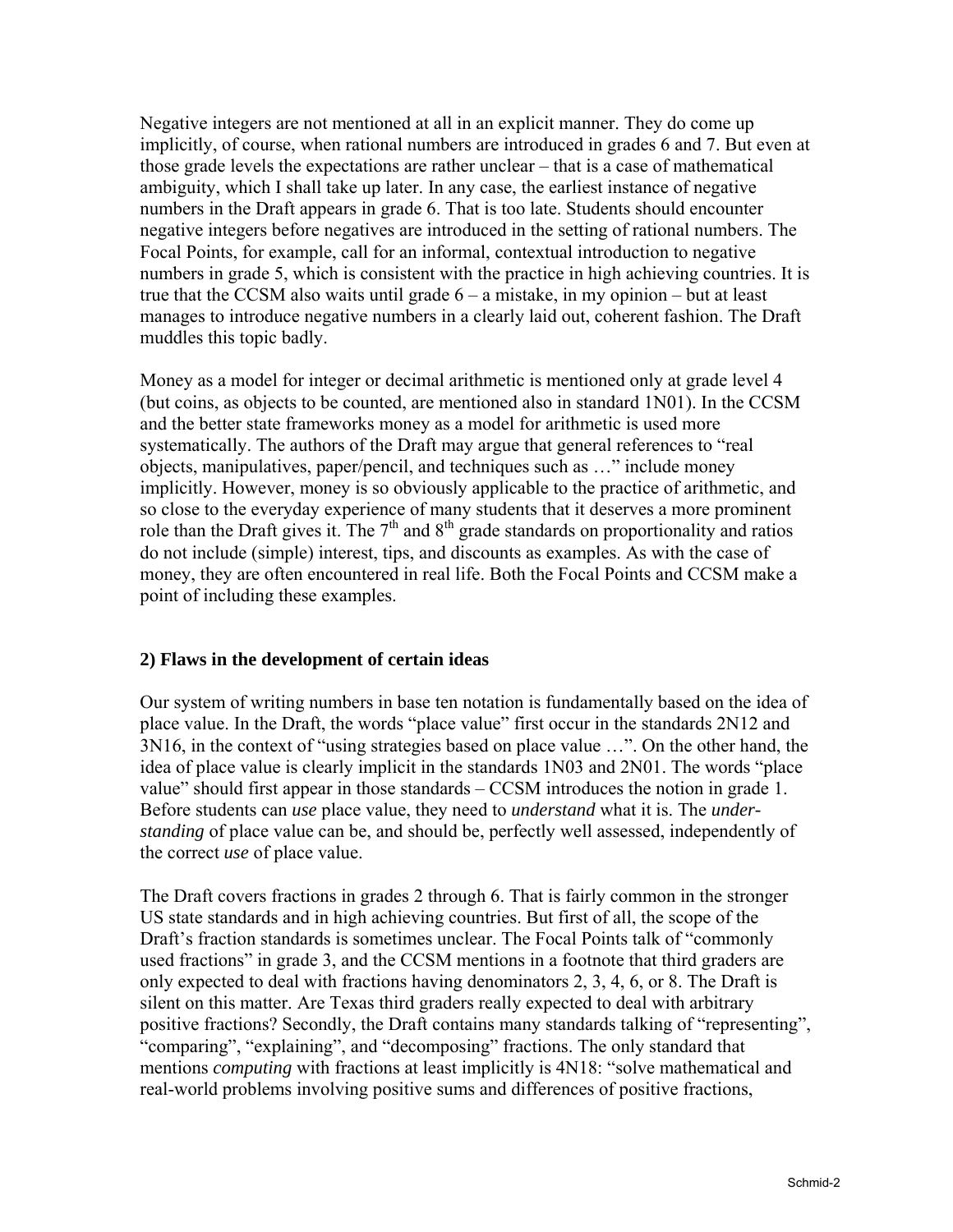Negative integers are not mentioned at all in an explicit manner. They do come up implicitly, of course, when rational numbers are introduced in grades 6 and 7. But even at those grade levels the expectations are rather unclear – that is a case of mathematical ambiguity, which I shall take up later. In any case, the earliest instance of negative numbers in the Draft appears in grade 6. That is too late. Students should encounter negative integers before negatives are introduced in the setting of rational numbers. The Focal Points, for example, call for an informal, contextual introduction to negative numbers in grade 5, which is consistent with the practice in high achieving countries. It is true that the CCSM also waits until grade 6 – a mistake, in my opinion – but at least manages to introduce negative numbers in a clearly laid out, coherent fashion. The Draft muddles this topic badly.

Money as a model for integer or decimal arithmetic is mentioned only at grade level 4 (but coins, as objects to be counted, are mentioned also in standard 1N01). In the CCSM and the better state frameworks money as a model for arithmetic is used more systematically. The authors of the Draft may argue that general references to "real objects, manipulatives, paper/pencil, and techniques such as …" include money implicitly. However, money is so obviously applicable to the practice of arithmetic, and so close to the everyday experience of many students that it deserves a more prominent role than the Draft gives it. The 7th and 8th grade standards on proportionality and ratios do not include (simple) interest, tips, and discounts as examples. As with the case of money, they are often encountered in real life. Both the Focal Points and CCSM make a point of including these examples.

## 2) Flaws in the development of certain ideas

Our system of writing numbers in base ten notation is fundamentally based on the idea of place value. In the Draft, the words "place value" first occur in the standards 2N12 and 3N16, in the context of "using strategies based on place value …". On the other hand, the idea of place value is clearly implicit in the standards 1N03 and 2N01. The words "place value" should first appear in those standards – CCSM introduces the notion in grade 1. Before students can *use* place value, they need to *understand* what it is. The *understanding* of place value can be, and should be, perfectly well assessed, independently of the correct *use* of place value.

The Draft covers fractions in grades 2 through 6. That is fairly common in the stronger US state standards and in high achieving countries. But first of all, the scope of the Draft's fraction standards is sometimes unclear. The Focal Points talk of "commonly used fractions" in grade 3, and the CCSM mentions in a footnote that third graders are only expected to deal with fractions having denominators 2, 3, 4, 6, or 8. The Draft is silent on this matter. Are Texas third graders really expected to deal with arbitrary positive fractions? Secondly, the Draft contains many standards talking of "representing", "comparing", "explaining", and "decomposing" fractions. The only standard that mentions *computing* with fractions at least implicitly is 4N18: "solve mathematical and real-world problems involving positive sums and differences of positive fractions,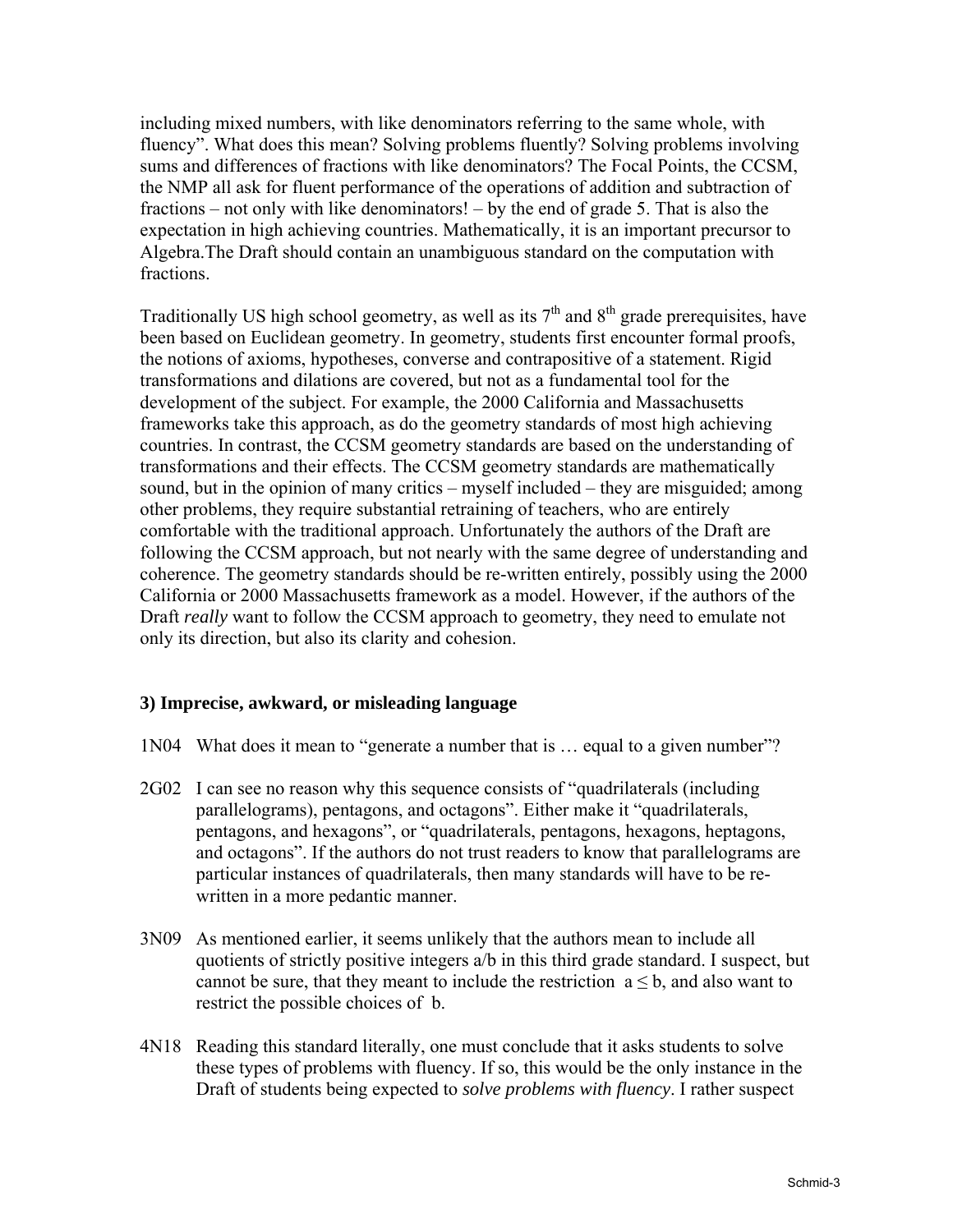including mixed numbers, with like denominators referring to the same whole, with fluency". What does this mean? Solving problems fluently? Solving problems involving sums and differences of fractions with like denominators? The Focal Points, the CCSM, the NMP all ask for fluent performance of the operations of addition and subtraction of fractions – not only with like denominators! – by the end of grade 5. That is also the expectation in high achieving countries. Mathematically, it is an important precursor to Algebra.The Draft should contain an unambiguous standard on the computation with fractions.

Traditionally US high school geometry, as well as its $7^{th}$ and $8^{th}$ grade prerequisites, have been based on Euclidean geometry. In geometry, students first encounter formal proofs, the notions of axioms, hypotheses, converse and contrapositive of a statement. Rigid transformations and dilations are covered, but not as a fundamental tool for the development of the subject. For example, the 2000 California and Massachusetts frameworks take this approach, as do the geometry standards of most high achieving countries. In contrast, the CCSM geometry standards are based on the understanding of transformations and their effects. The CCSM geometry standards are mathematically sound, but in the opinion of many critics – myself included – they are misguided; among other problems, they require substantial retraining of teachers, who are entirely comfortable with the traditional approach. Unfortunately the authors of the Draft are following the CCSM approach, but not nearly with the same degree of understanding and coherence. The geometry standards should be re-written entirely, possibly using the 2000 California or 2000 Massachusetts framework as a model. However, if the authors of the Draft *really* want to follow the CCSM approach to geometry, they need to emulate not only its direction, but also its clarity and cohesion.

### 3) Imprecise, awkward, or misleading language

1N04 What does it mean to "generate a number that is … equal to a given number"?

2G02 I can see no reason why this sequence consists of "quadrilaterals (including parallelograms), pentagons, and octagons". Either make it "quadrilaterals, pentagons, and hexagons", or "quadrilaterals, pentagons, hexagons, heptagons, and octagons". If the authors do not trust readers to know that parallelograms are particular instances of quadrilaterals, then many standards will have to be re-written in a more pedantic manner.

3N09 As mentioned earlier, it seems unlikely that the authors mean to include all quotients of strictly positive integers a/b in this third grade standard. I suspect, but cannot be sure, that they meant to include the restriction $a \leq b$, and also want to restrict the possible choices of b.

4N18 Reading this standard literally, one must conclude that it asks students to solve these types of problems with fluency. If so, this would be the only instance in the Draft of students being expected to *solve problems with fluency*. I rather suspect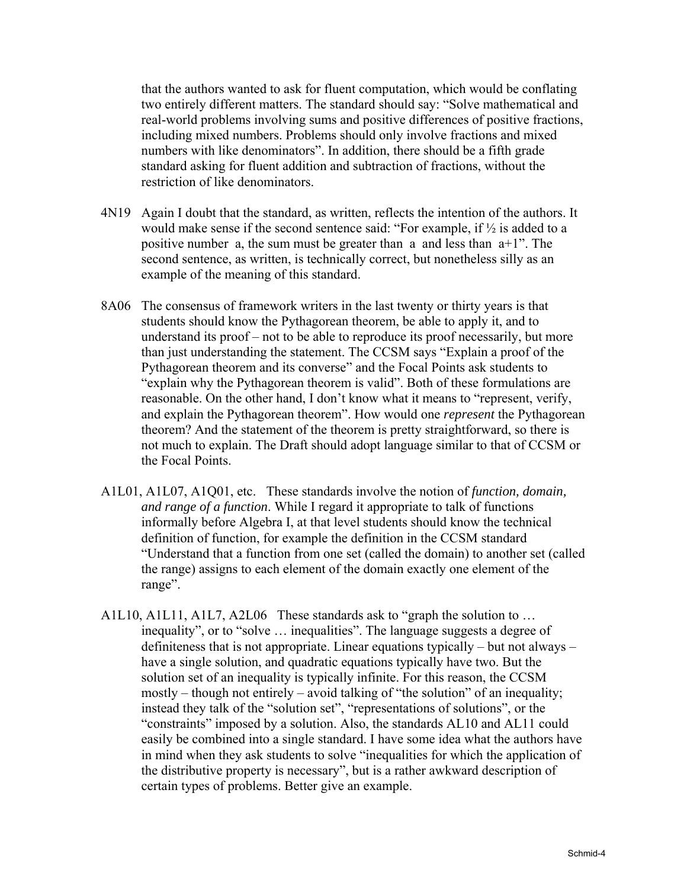that the authors wanted to ask for fluent computation, which would be conflating two entirely different matters. The standard should say: "Solve mathematical and real-world problems involving sums and positive differences of positive fractions, including mixed numbers. Problems should only involve fractions and mixed numbers with like denominators". In addition, there should be a fifth grade standard asking for fluent addition and subtraction of fractions, without the restriction of like denominators.

4N19 Again I doubt that the standard, as written, reflects the intention of the authors. It would make sense if the second sentence said: "For example, if ½ is added to a positive number $a$, the sum must be greater than $a$ and less than $a+1$". The second sentence, as written, is technically correct, but nonetheless silly as an example of the meaning of this standard.

8A06 The consensus of framework writers in the last twenty or thirty years is that students should know the Pythagorean theorem, be able to apply it, and to understand its proof – not to be able to reproduce its proof necessarily, but more than just understanding the statement. The CCSM says "Explain a proof of the Pythagorean theorem and its converse" and the Focal Points ask students to "explain why the Pythagorean theorem is valid". Both of these formulations are reasonable. On the other hand, I don't know what it means to "represent, verify, and explain the Pythagorean theorem". How would one *represent* the Pythagorean theorem? And the statement of the theorem is pretty straightforward, so there is not much to explain. The Draft should adopt language similar to that of CCSM or the Focal Points.

A1L01, A1L07, A1Q01, etc. These standards involve the notion of *function, domain, and range of a function*. While I regard it appropriate to talk of functions informally before Algebra I, at that level students should know the technical definition of function, for example the definition in the CCSM standard "Understand that a function from one set (called the domain) to another set (called the range) assigns to each element of the domain exactly one element of the range".

A1L10, A1L11, A1L7, A2L06 These standards ask to "graph the solution to … inequality", or to "solve … inequalities". The language suggests a degree of definiteness that is not appropriate. Linear equations typically – but not always – have a single solution, and quadratic equations typically have two. But the solution set of an inequality is typically infinite. For this reason, the CCSM mostly – though not entirely – avoid talking of "the solution" of an inequality; instead they talk of the "solution set", "representations of solutions", or the "constraints" imposed by a solution. Also, the standards AL10 and AL11 could easily be combined into a single standard. I have some idea what the authors have in mind when they ask students to solve "inequalities for which the application of the distributive property is necessary", but is a rather awkward description of certain types of problems. Better give an example.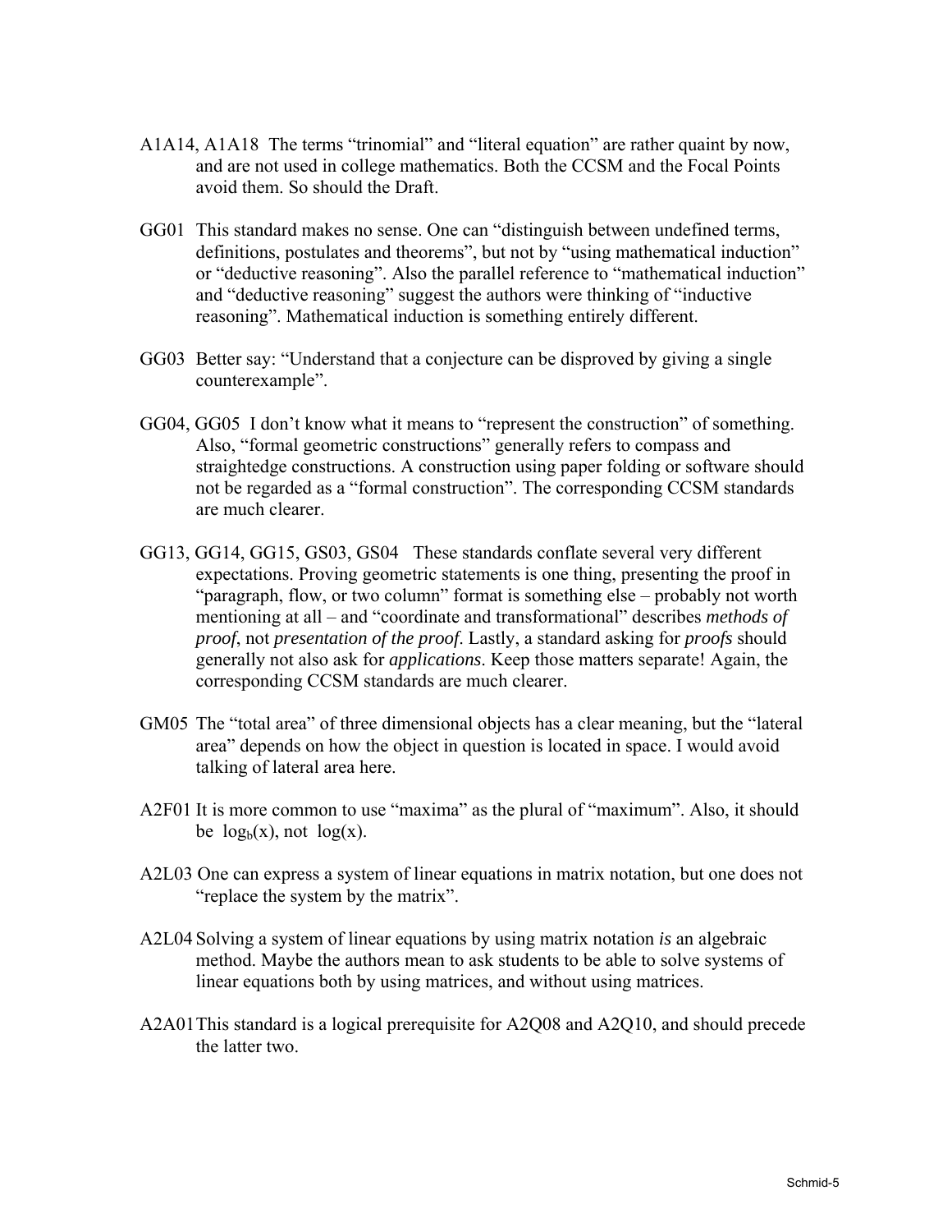A1A14, A1A18 The terms “trinomial” and “literal equation” are rather quaint by now, and are not used in college mathematics. Both the CCSM and the Focal Points avoid them. So should the Draft.

GG01 This standard makes no sense. One can “distinguish between undefined terms, definitions, postulates and theorems”, but not by “using mathematical induction” or “deductive reasoning”. Also the parallel reference to “mathematical induction” and “deductive reasoning” suggest the authors were thinking of “inductive reasoning”. Mathematical induction is something entirely different.

GG03 Better say: “Understand that a conjecture can be disproved by giving a single counterexample”.

GG04, GG05 I don’t know what it means to “represent the construction” of something. Also, “formal geometric constructions” generally refers to compass and straightedge constructions. A construction using paper folding or software should not be regarded as a “formal construction”. The corresponding CCSM standards are much clearer.

GG13, GG14, GG15, GS03, GS04 These standards conflate several very different expectations. Proving geometric statements is one thing, presenting the proof in “paragraph, flow, or two column” format is something else – probably not worth mentioning at all – and “coordinate and transformational” describes *methods of proof*, not *presentation of the proof*. Lastly, a standard asking for *proofs* should generally not also ask for *applications*. Keep those matters separate! Again, the corresponding CCSM standards are much clearer.

GM05 The “total area” of three dimensional objects has a clear meaning, but the “lateral area” depends on how the object in question is located in space. I would avoid talking of lateral area here.

A2F01 It is more common to use “maxima” as the plural of “maximum”. Also, it should be $\log_b(x)$, not $\log(x)$.

A2L03 One can express a system of linear equations in matrix notation, but one does not “replace the system by the matrix”.

A2L04 Solving a system of linear equations by using matrix notation *is* an algebraic method. Maybe the authors mean to ask students to be able to solve systems of linear equations both by using matrices, and without using matrices.

A2A01 This standard is a logical prerequisite for A2Q08 and A2Q10, and should precede the latter two.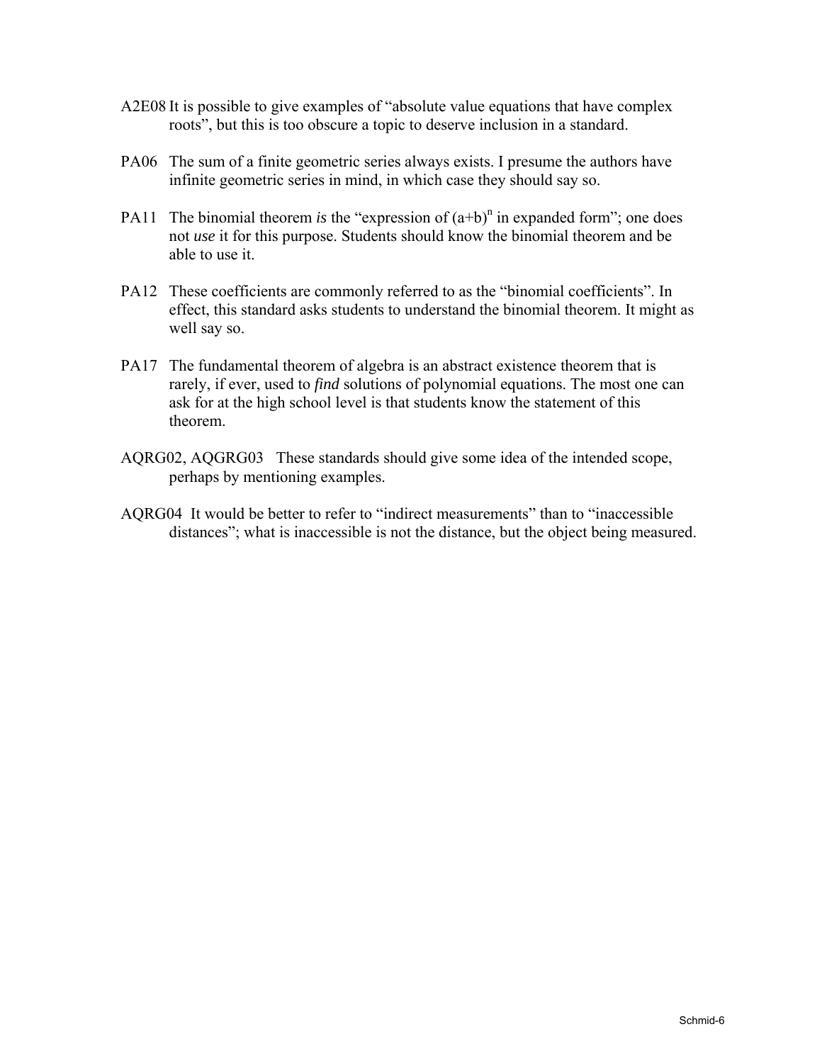A2E08 It is possible to give examples of "absolute value equations that have complex roots", but this is too obscure a topic to deserve inclusion in a standard.

PA06 The sum of a finite geometric series always exists. I presume the authors have infinite geometric series in mind, in which case they should say so.

PA11 The binomial theorem *is* the "expression of $(a+b)^n$ in expanded form"; one does not *use* it for this purpose. Students should know the binomial theorem and be able to use it.

PA12 These coefficients are commonly referred to as the "binomial coefficients". In effect, this standard asks students to understand the binomial theorem. It might as well say so.

PA17 The fundamental theorem of algebra is an abstract existence theorem that is rarely, if ever, used to *find* solutions of polynomial equations. The most one can ask for at the high school level is that students know the statement of this theorem.

AQRG02, AQGRG03 These standards should give some idea of the intended scope, perhaps by mentioning examples.

AQRG04 It would be better to refer to "indirect measurements" than to "inaccessible distances"; what is inaccessible is not the distance, but the object being measured.